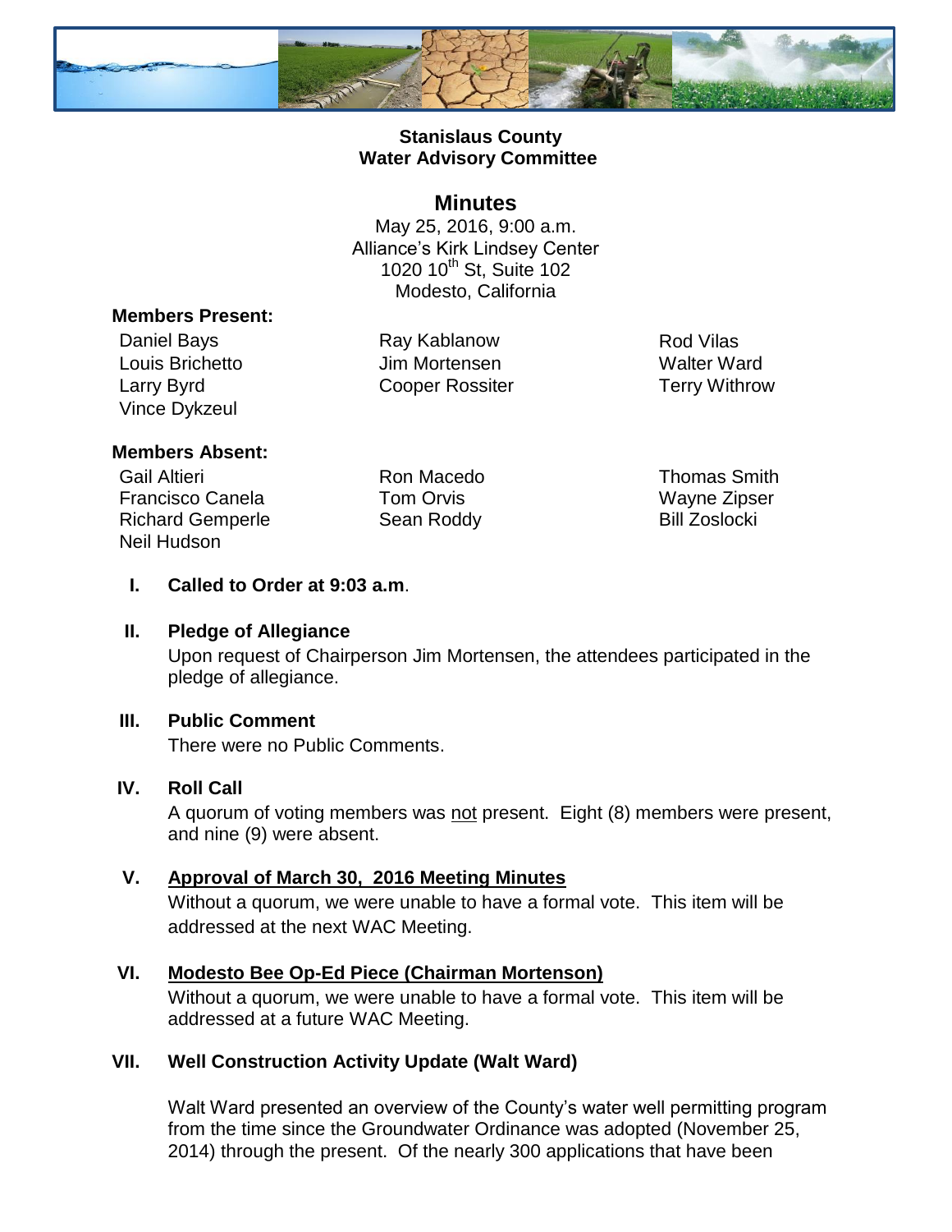# Stanislaus County
# Water Advisory Committee

## Minutes

May 25, 2016, 9:00 a.m.
Alliance's Kirk Lindsey Center
1020 10th St, Suite 102
Modesto, California

**Members Present:**

Daniel Bays
Louis Brichetto
Larry Byrd
Vince Dykzeul
Ray Kablanow
Jim Mortensen
Cooper Rossiter
Rod Vilas
Walter Ward
Terry Withrow

**Members Absent:**

Gail Altieri
Francisco Canela
Richard Gemperle
Neil Hudson
Ron Macedo
Tom Orvis
Sean Roddy
Thomas Smith
Wayne Zipser
Bill Zoslocki

**I. Called to Order at 9:03 a.m**.

**II. Pledge of Allegiance**

Upon request of Chairperson Jim Mortensen, the attendees participated in the pledge of allegiance.

**III. Public Comment**

There were no Public Comments.

**IV. Roll Call**

A quorum of voting members was not present. Eight (8) members were present, and nine (9) were absent.

**V. Approval of March 30, 2016 Meeting Minutes**

Without a quorum, we were unable to have a formal vote. This item will be addressed at the next WAC Meeting.

**VI. Modesto Bee Op-Ed Piece (Chairman Mortenson)**

Without a quorum, we were unable to have a formal vote. This item will be addressed at a future WAC Meeting.

**VII. Well Construction Activity Update (Walt Ward)**

Walt Ward presented an overview of the County's water well permitting program from the time since the Groundwater Ordinance was adopted (November 25, 2014) through the present. Of the nearly 300 applications that have been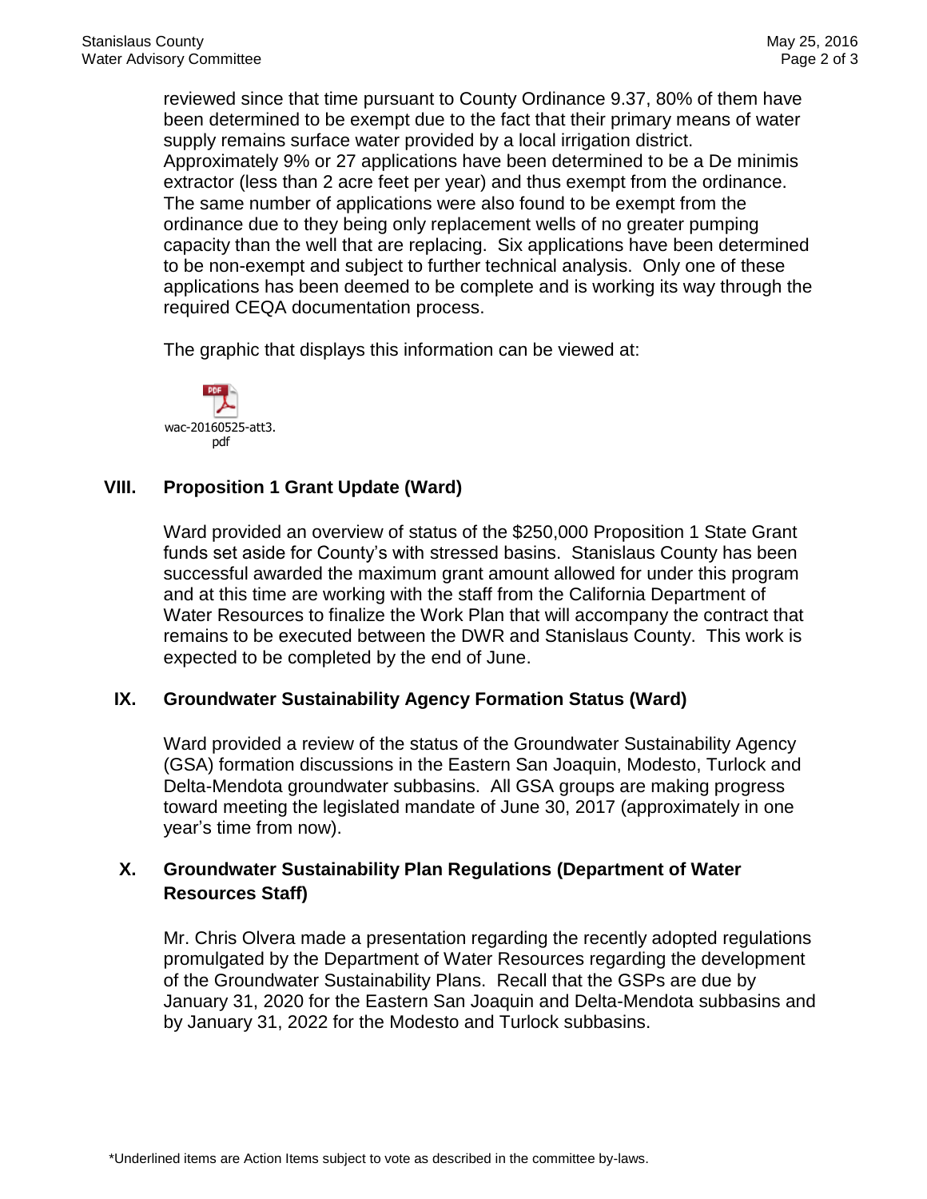reviewed since that time pursuant to County Ordinance 9.37, 80% of them have been determined to be exempt due to the fact that their primary means of water supply remains surface water provided by a local irrigation district. Approximately 9% or 27 applications have been determined to be a De minimis extractor (less than 2 acre feet per year) and thus exempt from the ordinance. The same number of applications were also found to be exempt from the ordinance due to they being only replacement wells of no greater pumping capacity than the well that are replacing. Six applications have been determined to be non-exempt and subject to further technical analysis. Only one of these applications has been deemed to be complete and is working its way through the required CEQA documentation process.

The graphic that displays this information can be viewed at:

wac-20160525-att3.pdf

## VIII. Proposition 1 Grant Update (Ward)

Ward provided an overview of status of the $250,000 Proposition 1 State Grant funds set aside for County's with stressed basins. Stanislaus County has been successful awarded the maximum grant amount allowed for under this program and at this time are working with the staff from the California Department of Water Resources to finalize the Work Plan that will accompany the contract that remains to be executed between the DWR and Stanislaus County. This work is expected to be completed by the end of June.

## IX. Groundwater Sustainability Agency Formation Status (Ward)

Ward provided a review of the status of the Groundwater Sustainability Agency (GSA) formation discussions in the Eastern San Joaquin, Modesto, Turlock and Delta-Mendota groundwater subbasins. All GSA groups are making progress toward meeting the legislated mandate of June 30, 2017 (approximately in one year's time from now).

## X. Groundwater Sustainability Plan Regulations (Department of Water Resources Staff)

Mr. Chris Olvera made a presentation regarding the recently adopted regulations promulgated by the Department of Water Resources regarding the development of the Groundwater Sustainability Plans. Recall that the GSPs are due by January 31, 2020 for the Eastern San Joaquin and Delta-Mendota subbasins and by January 31, 2022 for the Modesto and Turlock subbasins.

*Underlined items are Action Items subject to vote as described in the committee by-laws.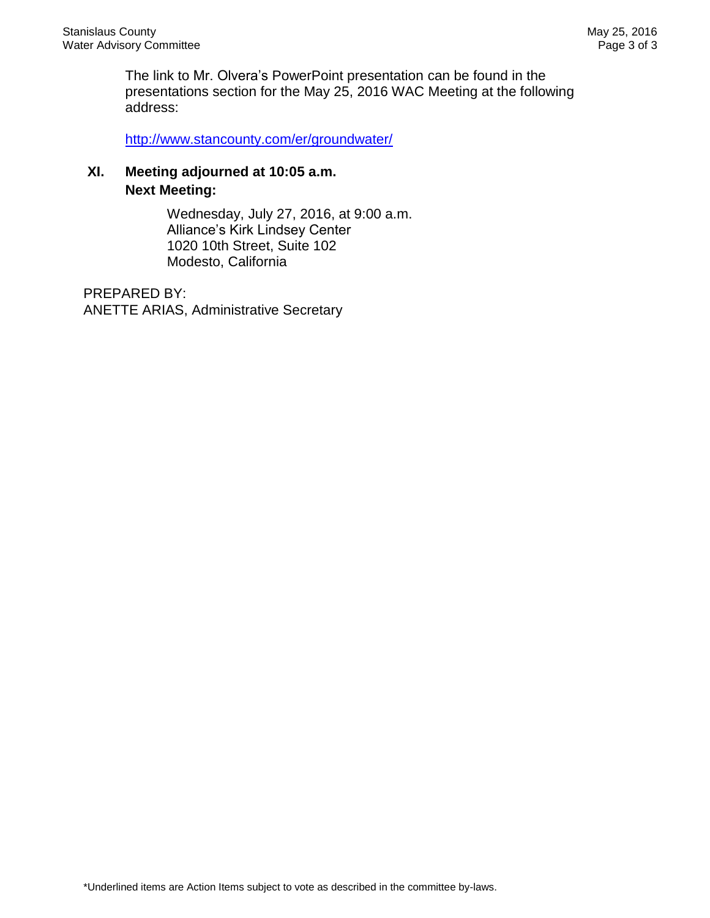The link to Mr. Olvera's PowerPoint presentation can be found in the presentations section for the May 25, 2016 WAC Meeting at the following address:

[http://www.stancounty.com/er/groundwater/](http://www.stancounty.com/er/groundwater/)

**XI. Meeting adjourned at 10:05 a.m.**
**Next Meeting:**

Wednesday, July 27, 2016, at 9:00 a.m.
Alliance's Kirk Lindsey Center
1020 10th Street, Suite 102
Modesto, California

PREPARED BY:
ANETTE ARIAS, Administrative Secretary

*Underlined items are Action Items subject to vote as described in the committee by-laws.